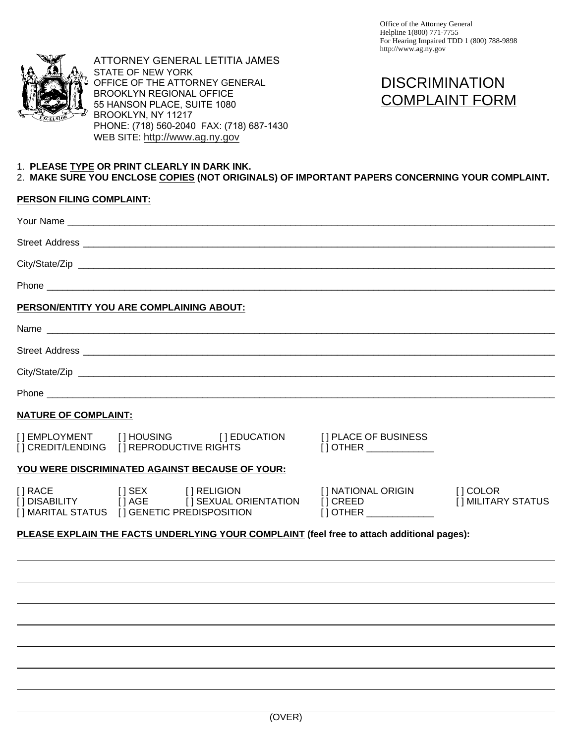Office of the Attorney General
Helpline 1(800) 771-7755
For Hearing Impaired TDD 1 (800) 788-9898
http://www.ag.ny.gov

ATTORNEY GENERAL LETITIA JAMES
STATE OF NEW YORK
OFFICE OF THE ATTORNEY GENERAL
BROOKLYN REGIONAL OFFICE
55 HANSON PLACE, SUITE 1080
BROOKLYN, NY 11217
PHONE: (718) 560-2040 FAX: (718) 687-1430
WEB SITE: http://www.ag.ny.gov

# DISCRIMINATION COMPLAINT FORM

1. **PLEASE TYPE OR PRINT CLEARLY IN DARK INK.**
2. **MAKE SURE YOU ENCLOSE COPIES (NOT ORIGINALS) OF IMPORTANT PAPERS CONCERNING YOUR COMPLAINT.**

**PERSON FILING COMPLAINT:**

Your Name ______________________________________________

Street Address ______________________________________________

City/State/Zip ______________________________________________

Phone ______________________________________________

**PERSON/ENTITY YOU ARE COMPLAINING ABOUT:**

Name ______________________________________________

Street Address ______________________________________________

City/State/Zip ______________________________________________

Phone ______________________________________________

**NATURE OF COMPLAINT:**

[ ] EMPLOYMENT [ ] HOUSING [ ] EDUCATION [ ] PLACE OF BUSINESS
[ ] CREDIT/LENDING [ ] REPRODUCTIVE RIGHTS [ ] OTHER ____________

**YOU WERE DISCRIMINATED AGAINST BECAUSE OF YOUR:**

[ ] RACE [ ] SEX [ ] RELIGION [ ] NATIONAL ORIGIN [ ] COLOR
[ ] DISABILITY [ ] AGE [ ] SEXUAL ORIENTATION [ ] CREED [ ] MILITARY STATUS
[ ] MARITAL STATUS [ ] GENETIC PREDISPOSITION [ ] OTHER ____________

**PLEASE EXPLAIN THE FACTS UNDERLYING YOUR COMPLAINT** **(feel free to attach additional pages):**

______________________________________________

______________________________________________

______________________________________________

______________________________________________

______________________________________________

______________________________________________

______________________________________________

______________________________________________

(OVER)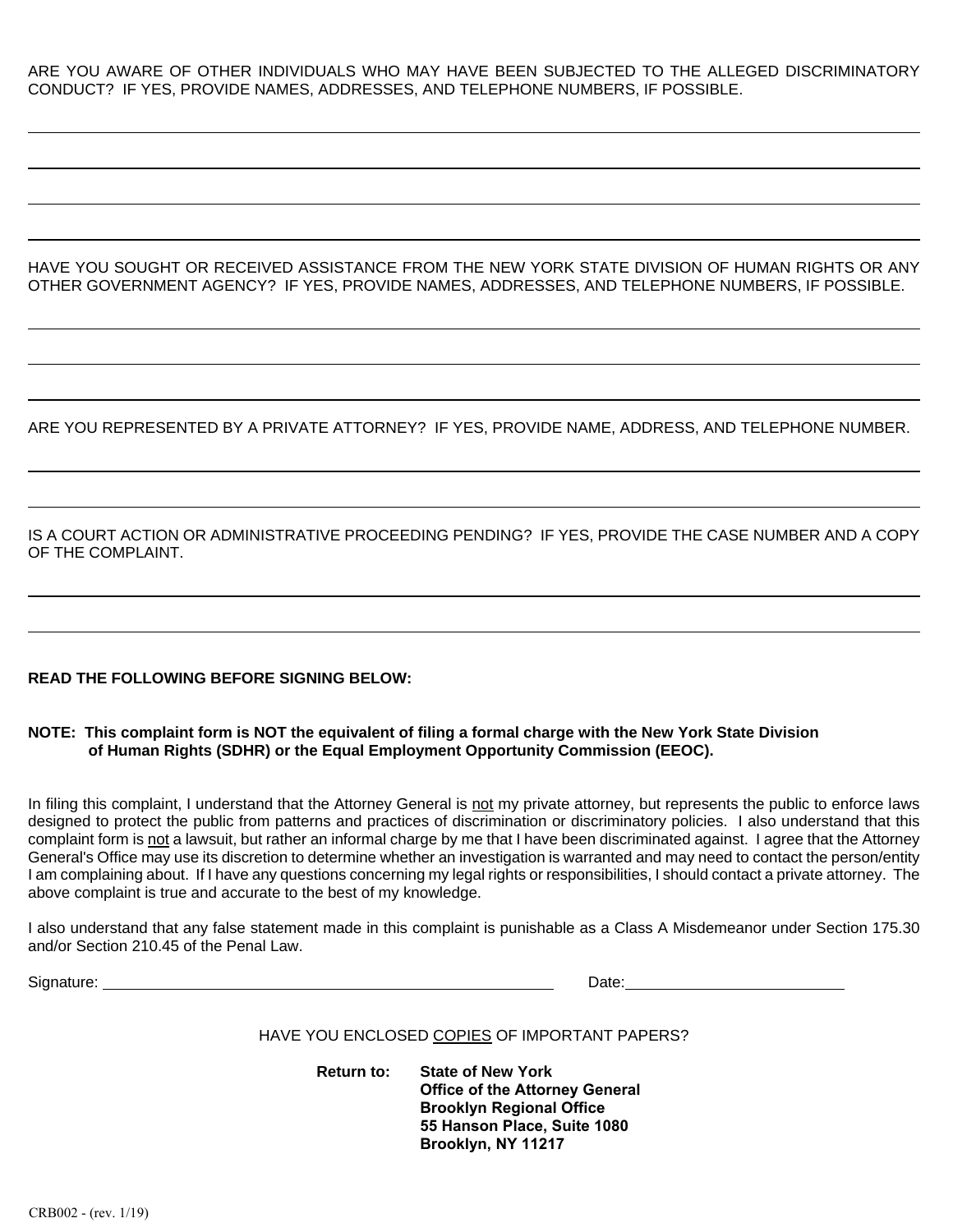ARE YOU AWARE OF OTHER INDIVIDUALS WHO MAY HAVE BEEN SUBJECTED TO THE ALLEGED DISCRIMINATORY CONDUCT? IF YES, PROVIDE NAMES, ADDRESSES, AND TELEPHONE NUMBERS, IF POSSIBLE.

HAVE YOU SOUGHT OR RECEIVED ASSISTANCE FROM THE NEW YORK STATE DIVISION OF HUMAN RIGHTS OR ANY OTHER GOVERNMENT AGENCY? IF YES, PROVIDE NAMES, ADDRESSES, AND TELEPHONE NUMBERS, IF POSSIBLE.

ARE YOU REPRESENTED BY A PRIVATE ATTORNEY? IF YES, PROVIDE NAME, ADDRESS, AND TELEPHONE NUMBER.

IS A COURT ACTION OR ADMINISTRATIVE PROCEEDING PENDING? IF YES, PROVIDE THE CASE NUMBER AND A COPY OF THE COMPLAINT.

**READ THE FOLLOWING BEFORE SIGNING BELOW:**

**NOTE: This complaint form is NOT the equivalent of filing a formal charge with the New York State Division of Human Rights (SDHR) or the Equal Employment Opportunity Commission (EEOC).**

In filing this complaint, I understand that the Attorney General is not my private attorney, but represents the public to enforce laws designed to protect the public from patterns and practices of discrimination or discriminatory policies. I also understand that this complaint form is not a lawsuit, but rather an informal charge by me that I have been discriminated against. I agree that the Attorney General's Office may use its discretion to determine whether an investigation is warranted and may need to contact the person/entity I am complaining about. If I have any questions concerning my legal rights or responsibilities, I should contact a private attorney. The above complaint is true and accurate to the best of my knowledge.

I also understand that any false statement made in this complaint is punishable as a Class A Misdemeanor under Section 175.30 and/or Section 210.45 of the Penal Law.

Signature: ______________________________ Date: ____________________

HAVE YOU ENCLOSED COPIES OF IMPORTANT PAPERS?

**Return to:** **State of New York**
**Office of the Attorney General**
**Brooklyn Regional Office**
**55 Hanson Place, Suite 1080**
**Brooklyn, NY 11217**

CRB002 - (rev. 1/19)